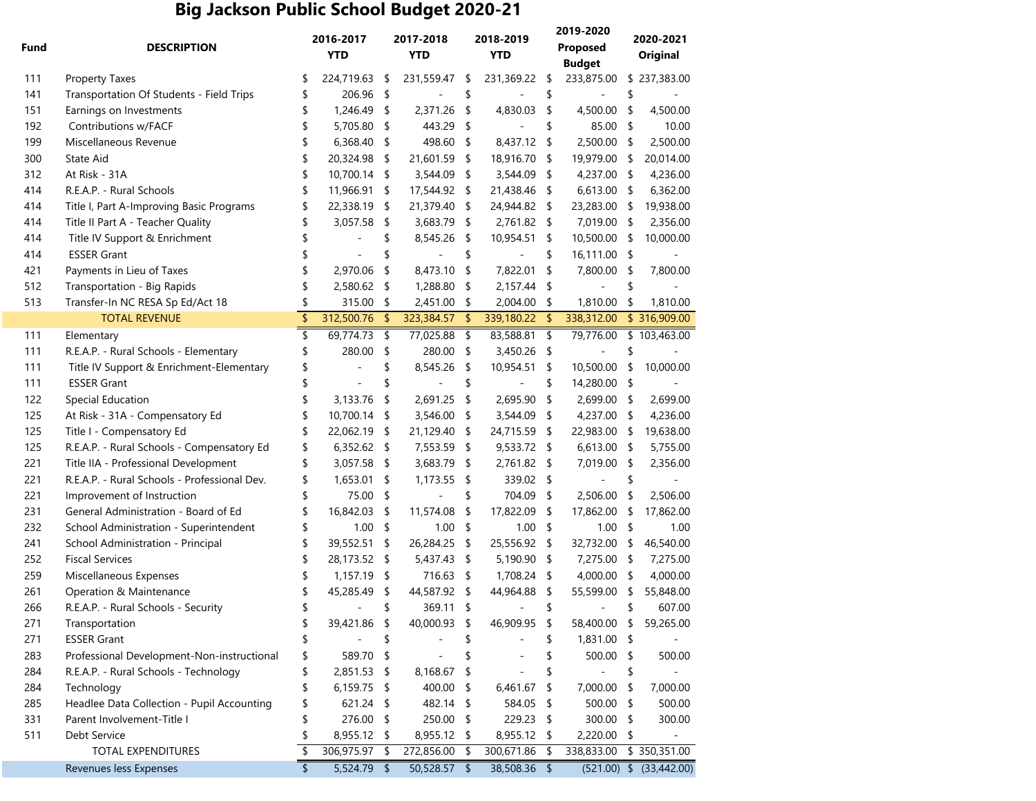# Big Jackson Public School Budget 2020-21

| Fund | DESCRIPTION | 2016-2017 YTD | 2017-2018 YTD | 2018-2019 YTD | 2019-2020 Proposed Budget | 2020-2021 Original |
|---|---|---|---|---|---|---|
| 111 | Property Taxes | $ 224,719.63 | $ 231,559.47 | $ 231,369.22 | $ 233,875.00 | $ 237,383.00 |
| 141 | Transportation Of Students - Field Trips | $ 206.96 | $ - | $ - | $ - | $ - |
| 151 | Earnings on Investments | $ 1,246.49 | $ 2,371.26 | $ 4,830.03 | $ 4,500.00 | $ 4,500.00 |
| 192 | Contributions w/FACF | $ 5,705.80 | $ 443.29 | $ - | $ 85.00 | $ 10.00 |
| 199 | Miscellaneous Revenue | $ 6,368.40 | $ 498.60 | $ 8,437.12 | $ 2,500.00 | $ 2,500.00 |
| 300 | State Aid | $ 20,324.98 | $ 21,601.59 | $ 18,916.70 | $ 19,979.00 | $ 20,014.00 |
| 312 | At Risk - 31A | $ 10,700.14 | $ 3,544.09 | $ 3,544.09 | $ 4,237.00 | $ 4,236.00 |
| 414 | R.E.A.P. - Rural Schools | $ 11,966.91 | $ 17,544.92 | $ 21,438.46 | $ 6,613.00 | $ 6,362.00 |
| 414 | Title I, Part A-Improving Basic Programs | $ 22,338.19 | $ 21,379.40 | $ 24,944.82 | $ 23,283.00 | $ 19,938.00 |
| 414 | Title II Part A - Teacher Quality | $ 3,057.58 | $ 3,683.79 | $ 2,761.82 | $ 7,019.00 | $ 2,356.00 |
| 414 | Title IV Support & Enrichment | $ - | $ 8,545.26 | $ 10,954.51 | $ 10,500.00 | $ 10,000.00 |
| 414 | ESSER Grant | $ - | $ - | $ - | $ 16,111.00 | $ - |
| 421 | Payments in Lieu of Taxes | $ 2,970.06 | $ 8,473.10 | $ 7,822.01 | $ 7,800.00 | $ 7,800.00 |
| 512 | Transportation - Big Rapids | $ 2,580.62 | $ 1,288.80 | $ 2,157.44 | $ - | $ - |
| 513 | Transfer-In NC RESA Sp Ed/Act 18 | $ 315.00 | $ 2,451.00 | $ 2,004.00 | $ 1,810.00 | $ 1,810.00 |
| | TOTAL REVENUE | $ 312,500.76 | $ 323,384.57 | $ 339,180.22 | $ 338,312.00 | $ 316,909.00 |
| 111 | Elementary | $ 69,774.73 | $ 77,025.88 | $ 83,588.81 | $ 79,776.00 | $ 103,463.00 |
| 111 | R.E.A.P. - Rural Schools - Elementary | $ 280.00 | $ 280.00 | $ 3,450.26 | $ - | $ - |
| 111 | Title IV Support & Enrichment-Elementary | $ - | $ 8,545.26 | $ 10,954.51 | $ 10,500.00 | $ 10,000.00 |
| 111 | ESSER Grant | $ - | $ - | $ - | $ 14,280.00 | $ - |
| 122 | Special Education | $ 3,133.76 | $ 2,691.25 | $ 2,695.90 | $ 2,699.00 | $ 2,699.00 |
| 125 | At Risk - 31A - Compensatory Ed | $ 10,700.14 | $ 3,546.00 | $ 3,544.09 | $ 4,237.00 | $ 4,236.00 |
| 125 | Title I - Compensatory Ed | $ 22,062.19 | $ 21,129.40 | $ 24,715.59 | $ 22,983.00 | $ 19,638.00 |
| 125 | R.E.A.P. - Rural Schools - Compensatory Ed | $ 6,352.62 | $ 7,553.59 | $ 9,533.72 | $ 6,613.00 | $ 5,755.00 |
| 221 | Title IIA - Professional Development | $ 3,057.58 | $ 3,683.79 | $ 2,761.82 | $ 7,019.00 | $ 2,356.00 |
| 221 | R.E.A.P. - Rural Schools - Professional Dev. | $ 1,653.01 | $ 1,173.55 | $ 339.02 | $ - | $ - |
| 221 | Improvement of Instruction | $ 75.00 | $ - | $ 704.09 | $ 2,506.00 | $ 2,506.00 |
| 231 | General Administration - Board of Ed | $ 16,842.03 | $ 11,574.08 | $ 17,822.09 | $ 17,862.00 | $ 17,862.00 |
| 232 | School Administration - Superintendent | $ 1.00 | $ 1.00 | $ 1.00 | $ 1.00 | $ 1.00 |
| 241 | School Administration - Principal | $ 39,552.51 | $ 26,284.25 | $ 25,556.92 | $ 32,732.00 | $ 46,540.00 |
| 252 | Fiscal Services | $ 28,173.52 | $ 5,437.43 | $ 5,190.90 | $ 7,275.00 | $ 7,275.00 |
| 259 | Miscellaneous Expenses | $ 1,157.19 | $ 716.63 | $ 1,708.24 | $ 4,000.00 | $ 4,000.00 |
| 261 | Operation & Maintenance | $ 45,285.49 | $ 44,587.92 | $ 44,964.88 | $ 55,599.00 | $ 55,848.00 |
| 266 | R.E.A.P. - Rural Schools - Security | $ - | $ 369.11 | $ - | $ - | $ 607.00 |
| 271 | Transportation | $ 39,421.86 | $ 40,000.93 | $ 46,909.95 | $ 58,400.00 | $ 59,265.00 |
| 271 | ESSER Grant | $ - | $ - | $ - | $ 1,831.00 | $ - |
| 283 | Professional Development-Non-instructional | $ 589.70 | $ - | $ - | $ 500.00 | $ 500.00 |
| 284 | R.E.A.P. - Rural Schools - Technology | $ 2,851.53 | $ 8,168.67 | $ - | $ - | $ - |
| 284 | Technology | $ 6,159.75 | $ 400.00 | $ 6,461.67 | $ 7,000.00 | $ 7,000.00 |
| 285 | Headlee Data Collection - Pupil Accounting | $ 621.24 | $ 482.14 | $ 584.05 | $ 500.00 | $ 500.00 |
| 331 | Parent Involvement-Title I | $ 276.00 | $ 250.00 | $ 229.23 | $ 300.00 | $ 300.00 |
| 511 | Debt Service | $ 8,955.12 | $ 8,955.12 | $ 8,955.12 | $ 2,220.00 | $ - |
| | TOTAL EXPENDITURES | $ 306,975.97 | $ 272,856.00 | $ 300,671.86 | $ 338,833.00 | $ 350,351.00 |
| | Revenues less Expenses | $ 5,524.79 | $ 50,528.57 | $ 38,508.36 | $ (521.00) | $ (33,442.00) |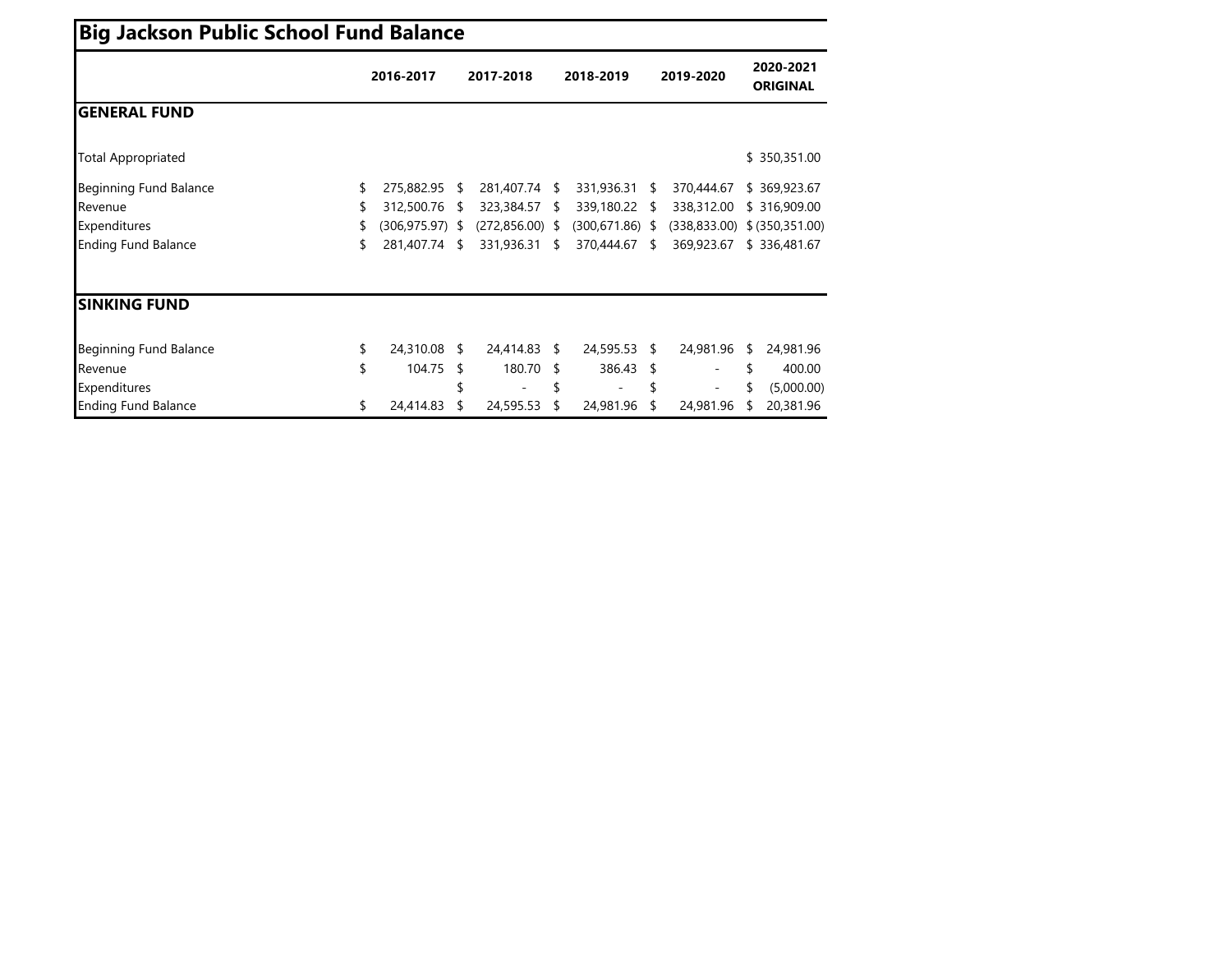# Big Jackson Public School Fund Balance

| | 2016-2017 | 2017-2018 | 2018-2019 | 2019-2020 | 2020-2021 ORIGINAL |
|---|---|---|---|---|---|
| **GENERAL FUND** | | | | | |
| Total Appropriated | | | | | $ 350,351.00 |
| Beginning Fund Balance | $ 275,882.95 | $ 281,407.74 | $ 331,936.31 | $ 370,444.67 | $ 369,923.67 |
| Revenue | $ 312,500.76 | $ 323,384.57 | $ 339,180.22 | $ 338,312.00 | $ 316,909.00 |
| Expenditures | $ (306,975.97) | $ (272,856.00) | $ (300,671.86) | $ (338,833.00) | $ (350,351.00) |
| Ending Fund Balance | $ 281,407.74 | $ 331,936.31 | $ 370,444.67 | $ 369,923.67 | $ 336,481.67 |
| **SINKING FUND** | | | | | |
| Beginning Fund Balance | $ 24,310.08 | $ 24,414.83 | $ 24,595.53 | $ 24,981.96 | $ 24,981.96 |
| Revenue | $ 104.75 | $ 180.70 | $ 386.43 | $ - | $ 400.00 |
| Expenditures | | $ - | $ - | $ - | $ (5,000.00) |
| Ending Fund Balance | $ 24,414.83 | $ 24,595.53 | $ 24,981.96 | $ 24,981.96 | $ 20,381.96 |